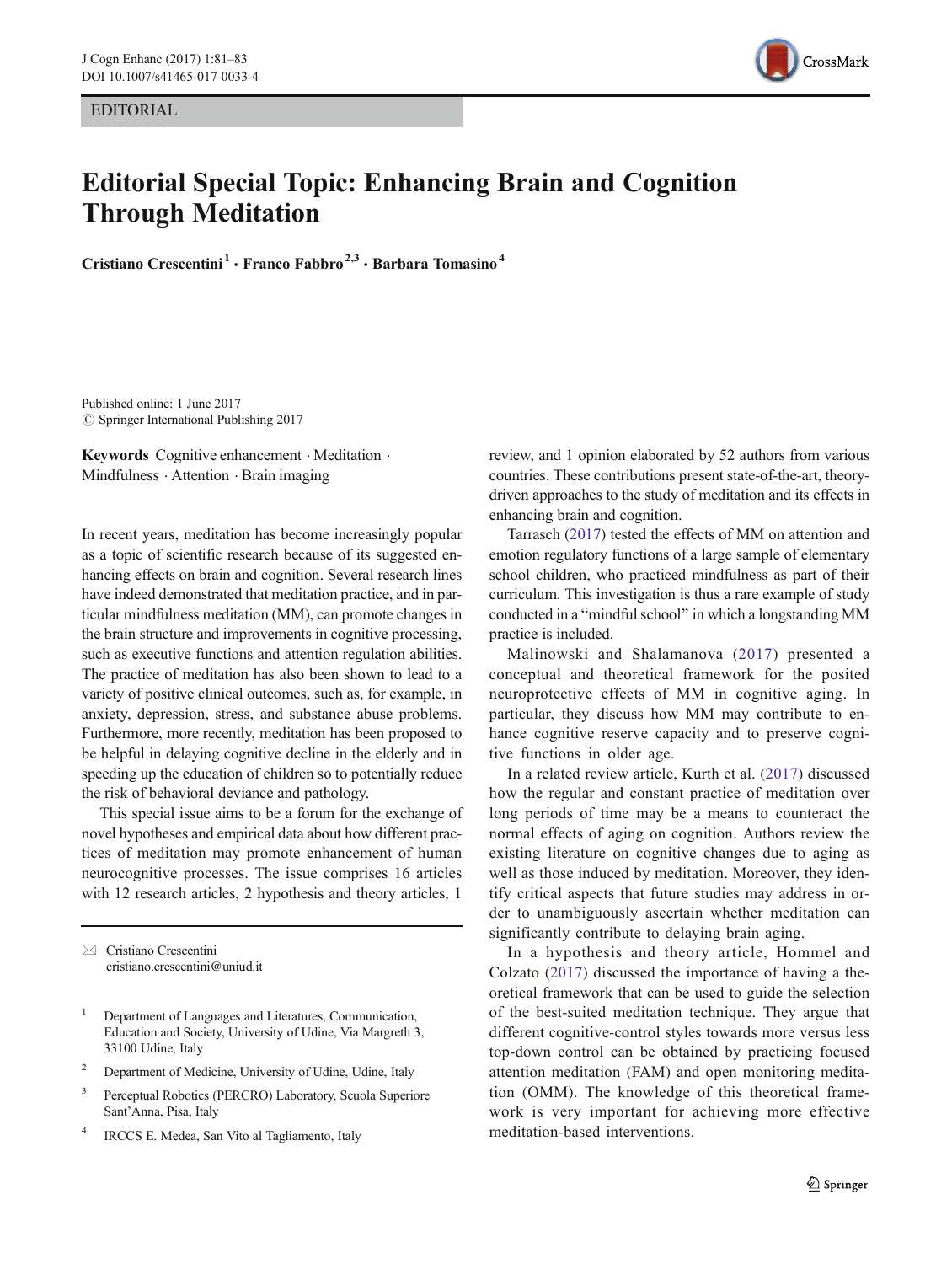EDITORIAL

# Editorial Special Topic: Enhancing Brain and Cognition Through Meditation

**Cristiano Crescentini**[1] **· Franco Fabbro**[2,3] **· Barbara Tomasino**[4]

Published online: 1 June 2017
© Springer International Publishing 2017

**Keywords** Cognitive enhancement · Meditation · Mindfulness · Attention · Brain imaging

In recent years, meditation has become increasingly popular as a topic of scientific research because of its suggested enhancing effects on brain and cognition. Several research lines have indeed demonstrated that meditation practice, and in particular mindfulness meditation (MM), can promote changes in the brain structure and improvements in cognitive processing, such as executive functions and attention regulation abilities. The practice of meditation has also been shown to lead to a variety of positive clinical outcomes, such as, for example, in anxiety, depression, stress, and substance abuse problems. Furthermore, more recently, meditation has been proposed to be helpful in delaying cognitive decline in the elderly and in speeding up the education of children so to potentially reduce the risk of behavioral deviance and pathology.

This special issue aims to be a forum for the exchange of novel hypotheses and empirical data about how different practices of meditation may promote enhancement of human neurocognitive processes. The issue comprises 16 articles with 12 research articles, 2 hypothesis and theory articles, 1 review, and 1 opinion elaborated by 52 authors from various countries. These contributions present state-of-the-art, theory-driven approaches to the study of meditation and its effects in enhancing brain and cognition.

Tarrasch (2017) tested the effects of MM on attention and emotion regulatory functions of a large sample of elementary school children, who practiced mindfulness as part of their curriculum. This investigation is thus a rare example of study conducted in a "mindful school" in which a longstanding MM practice is included.

Malinowski and Shalamanova (2017) presented a conceptual and theoretical framework for the posited neuroprotective effects of MM in cognitive aging. In particular, they discuss how MM may contribute to enhance cognitive reserve capacity and to preserve cognitive functions in older age.

In a related review article, Kurth et al. (2017) discussed how the regular and constant practice of meditation over long periods of time may be a means to counteract the normal effects of aging on cognition. Authors review the existing literature on cognitive changes due to aging as well as those induced by meditation. Moreover, they identify critical aspects that future studies may address in order to unambiguously ascertain whether meditation can significantly contribute to delaying brain aging.

In a hypothesis and theory article, Hommel and Colzato (2017) discussed the importance of having a theoretical framework that can be used to guide the selection of the best-suited meditation technique. They argue that different cognitive-control styles towards more versus less top-down control can be obtained by practicing focused attention meditation (FAM) and open monitoring meditation (OMM). The knowledge of this theoretical framework is very important for achieving more effective meditation-based interventions.

---

✉ Cristiano Crescentini
cristiano.crescentini@uniud.it

[1] Department of Languages and Literatures, Communication, Education and Society, University of Udine, Via Margreth 3, 33100 Udine, Italy

[2] Department of Medicine, University of Udine, Udine, Italy

[3] Perceptual Robotics (PERCRO) Laboratory, Scuola Superiore Sant'Anna, Pisa, Italy

[4] IRCCS E. Medea, San Vito al Tagliamento, Italy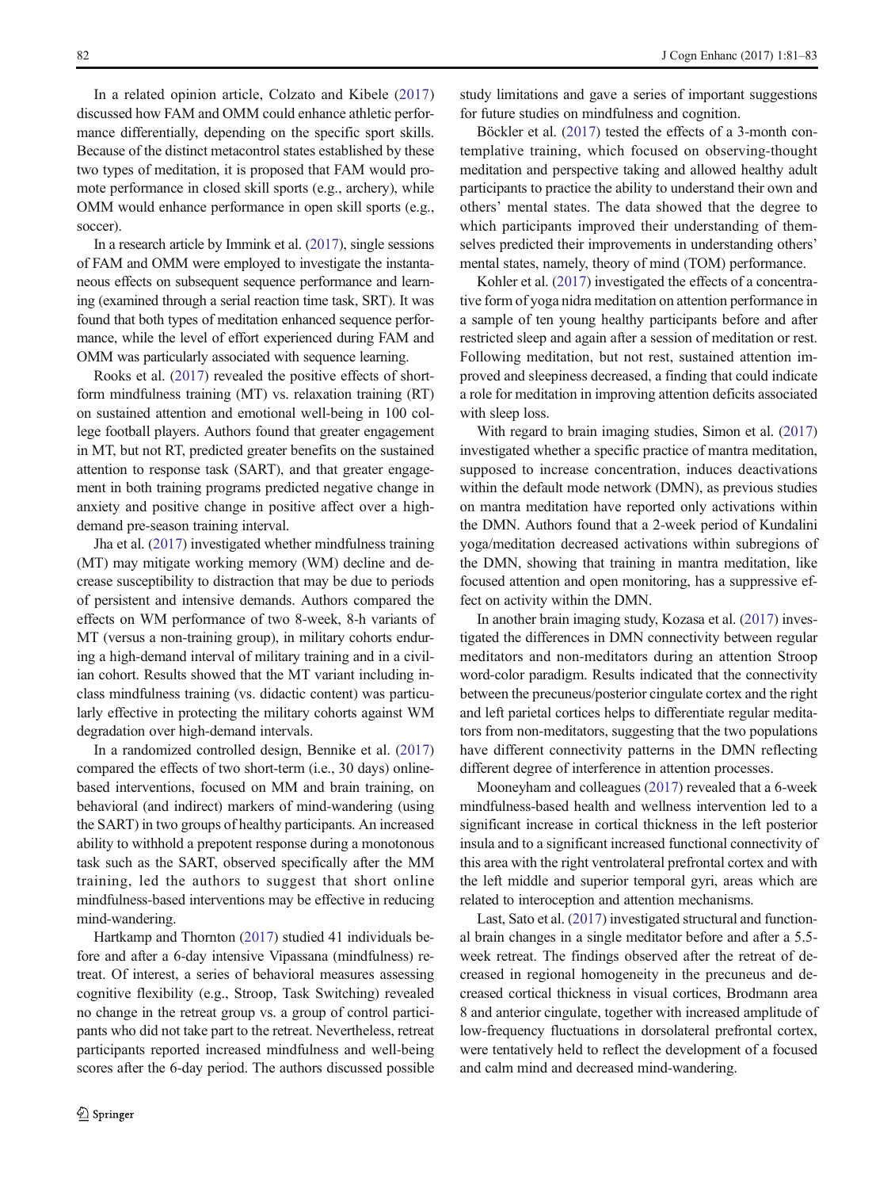In a related opinion article, Colzato and Kibele (2017) discussed how FAM and OMM could enhance athletic performance differentially, depending on the specific sport skills. Because of the distinct metacontrol states established by these two types of meditation, it is proposed that FAM would promote performance in closed skill sports (e.g., archery), while OMM would enhance performance in open skill sports (e.g., soccer).

In a research article by Immink et al. (2017), single sessions of FAM and OMM were employed to investigate the instantaneous effects on subsequent sequence performance and learning (examined through a serial reaction time task, SRT). It was found that both types of meditation enhanced sequence performance, while the level of effort experienced during FAM and OMM was particularly associated with sequence learning.

Rooks et al. (2017) revealed the positive effects of short-form mindfulness training (MT) vs. relaxation training (RT) on sustained attention and emotional well-being in 100 college football players. Authors found that greater engagement in MT, but not RT, predicted greater benefits on the sustained attention to response task (SART), and that greater engagement in both training programs predicted negative change in anxiety and positive change in positive affect over a high-demand pre-season training interval.

Jha et al. (2017) investigated whether mindfulness training (MT) may mitigate working memory (WM) decline and decrease susceptibility to distraction that may be due to periods of persistent and intensive demands. Authors compared the effects on WM performance of two 8-week, 8-h variants of MT (versus a non-training group), in military cohorts enduring a high-demand interval of military training and in a civilian cohort. Results showed that the MT variant including in-class mindfulness training (vs. didactic content) was particularly effective in protecting the military cohorts against WM degradation over high-demand intervals.

In a randomized controlled design, Bennike et al. (2017) compared the effects of two short-term (i.e., 30 days) online-based interventions, focused on MM and brain training, on behavioral (and indirect) markers of mind-wandering (using the SART) in two groups of healthy participants. An increased ability to withhold a prepotent response during a monotonous task such as the SART, observed specifically after the MM training, led the authors to suggest that short online mindfulness-based interventions may be effective in reducing mind-wandering.

Hartkamp and Thornton (2017) studied 41 individuals before and after a 6-day intensive Vipassana (mindfulness) retreat. Of interest, a series of behavioral measures assessing cognitive flexibility (e.g., Stroop, Task Switching) revealed no change in the retreat group vs. a group of control participants who did not take part to the retreat. Nevertheless, retreat participants reported increased mindfulness and well-being scores after the 6-day period. The authors discussed possible study limitations and gave a series of important suggestions for future studies on mindfulness and cognition.

Böckler et al. (2017) tested the effects of a 3-month contemplative training, which focused on observing-thought meditation and perspective taking and allowed healthy adult participants to practice the ability to understand their own and others' mental states. The data showed that the degree to which participants improved their understanding of themselves predicted their improvements in understanding others' mental states, namely, theory of mind (TOM) performance.

Kohler et al. (2017) investigated the effects of a concentrative form of yoga nidra meditation on attention performance in a sample of ten young healthy participants before and after restricted sleep and again after a session of meditation or rest. Following meditation, but not rest, sustained attention improved and sleepiness decreased, a finding that could indicate a role for meditation in improving attention deficits associated with sleep loss.

With regard to brain imaging studies, Simon et al. (2017) investigated whether a specific practice of mantra meditation, supposed to increase concentration, induces deactivations within the default mode network (DMN), as previous studies on mantra meditation have reported only activations within the DMN. Authors found that a 2-week period of Kundalini yoga/meditation decreased activations within subregions of the DMN, showing that training in mantra meditation, like focused attention and open monitoring, has a suppressive effect on activity within the DMN.

In another brain imaging study, Kozasa et al. (2017) investigated the differences in DMN connectivity between regular meditators and non-meditators during an attention Stroop word-color paradigm. Results indicated that the connectivity between the precuneus/posterior cingulate cortex and the right and left parietal cortices helps to differentiate regular meditators from non-meditators, suggesting that the two populations have different connectivity patterns in the DMN reflecting different degree of interference in attention processes.

Mooneyham and colleagues (2017) revealed that a 6-week mindfulness-based health and wellness intervention led to a significant increase in cortical thickness in the left posterior insula and to a significant increased functional connectivity of this area with the right ventrolateral prefrontal cortex and with the left middle and superior temporal gyri, areas which are related to interoception and attention mechanisms.

Last, Sato et al. (2017) investigated structural and functional brain changes in a single meditator before and after a 5.5-week retreat. The findings observed after the retreat of decreased in regional homogeneity in the precuneus and decreased cortical thickness in visual cortices, Brodmann area 8 and anterior cingulate, together with increased amplitude of low-frequency fluctuations in dorsolateral prefrontal cortex, were tentatively held to reflect the development of a focused and calm mind and decreased mind-wandering.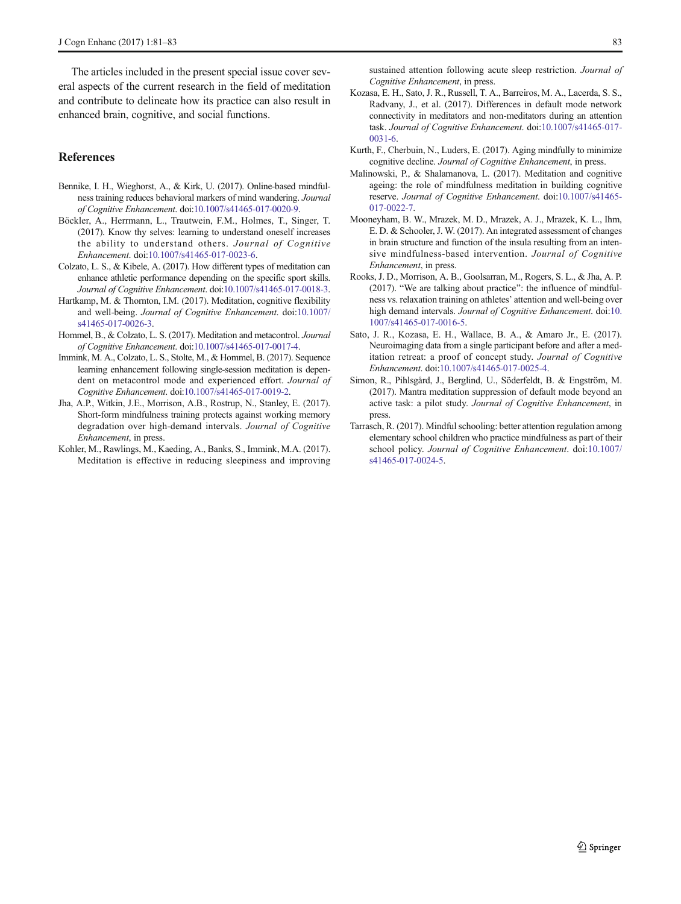The articles included in the present special issue cover several aspects of the current research in the field of meditation and contribute to delineate how its practice can also result in enhanced brain, cognitive, and social functions.

## References

Bennike, I. H., Wieghorst, A., & Kirk, U. (2017). Online-based mindfulness training reduces behavioral markers of mind wandering. *Journal of Cognitive Enhancement*. doi:10.1007/s41465-017-0020-9.

Böckler, A., Herrmann, L., Trautwein, F.M., Holmes, T., Singer, T. (2017). Know thy selves: learning to understand oneself increases the ability to understand others. *Journal of Cognitive Enhancement*. doi:10.1007/s41465-017-0023-6.

Colzato, L. S., & Kibele, A. (2017). How different types of meditation can enhance athletic performance depending on the specific sport skills. *Journal of Cognitive Enhancement*. doi:10.1007/s41465-017-0018-3.

Hartkamp, M. & Thornton, I.M. (2017). Meditation, cognitive flexibility and well-being. *Journal of Cognitive Enhancement*. doi:10.1007/s41465-017-0026-3.

Hommel, B., & Colzato, L. S. (2017). Meditation and metacontrol. *Journal of Cognitive Enhancement*. doi:10.1007/s41465-017-0017-4.

Immink, M. A., Colzato, L. S., Stolte, M., & Hommel, B. (2017). Sequence learning enhancement following single-session meditation is dependent on metacontrol mode and experienced effort. *Journal of Cognitive Enhancement*. doi:10.1007/s41465-017-0019-2.

Jha, A.P., Witkin, J.E., Morrison, A.B., Rostrup, N., Stanley, E. (2017). Short-form mindfulness training protects against working memory degradation over high-demand intervals. *Journal of Cognitive Enhancement*, in press.

Kohler, M., Rawlings, M., Kaeding, A., Banks, S., Immink, M.A. (2017). Meditation is effective in reducing sleepiness and improving sustained attention following acute sleep restriction. *Journal of Cognitive Enhancement*, in press.

Kozasa, E. H., Sato, J. R., Russell, T. A., Barreiros, M. A., Lacerda, S. S., Radvany, J., et al. (2017). Differences in default mode network connectivity in meditators and non-meditators during an attention task. *Journal of Cognitive Enhancement*. doi:10.1007/s41465-017-0031-6.

Kurth, F., Cherbuin, N., Luders, E. (2017). Aging mindfully to minimize cognitive decline. *Journal of Cognitive Enhancement*, in press.

Malinowski, P., & Shalamanova, L. (2017). Meditation and cognitive ageing: the role of mindfulness meditation in building cognitive reserve. *Journal of Cognitive Enhancement*. doi:10.1007/s41465-017-0022-7.

Mooneyham, B. W., Mrazek, M. D., Mrazek, A. J., Mrazek, K. L., Ihm, E. D. & Schooler, J. W. (2017). An integrated assessment of changes in brain structure and function of the insula resulting from an intensive mindfulness-based intervention. *Journal of Cognitive Enhancement*, in press.

Rooks, J. D., Morrison, A. B., Goolsarran, M., Rogers, S. L., & Jha, A. P. (2017). "We are talking about practice": the influence of mindfulness vs. relaxation training on athletes' attention and well-being over high demand intervals. *Journal of Cognitive Enhancement*. doi:10.1007/s41465-017-0016-5.

Sato, J. R., Kozasa, E. H., Wallace, B. A., & Amaro Jr., E. (2017). Neuroimaging data from a single participant before and after a meditation retreat: a proof of concept study. *Journal of Cognitive Enhancement*. doi:10.1007/s41465-017-0025-4.

Simon, R., Pihlsgård, J., Berglind, U., Söderfeldt, B. & Engström, M. (2017). Mantra meditation suppression of default mode beyond an active task: a pilot study. *Journal of Cognitive Enhancement*, in press.

Tarrasch, R. (2017). Mindful schooling: better attention regulation among elementary school children who practice mindfulness as part of their school policy. *Journal of Cognitive Enhancement*. doi:10.1007/s41465-017-0024-5.